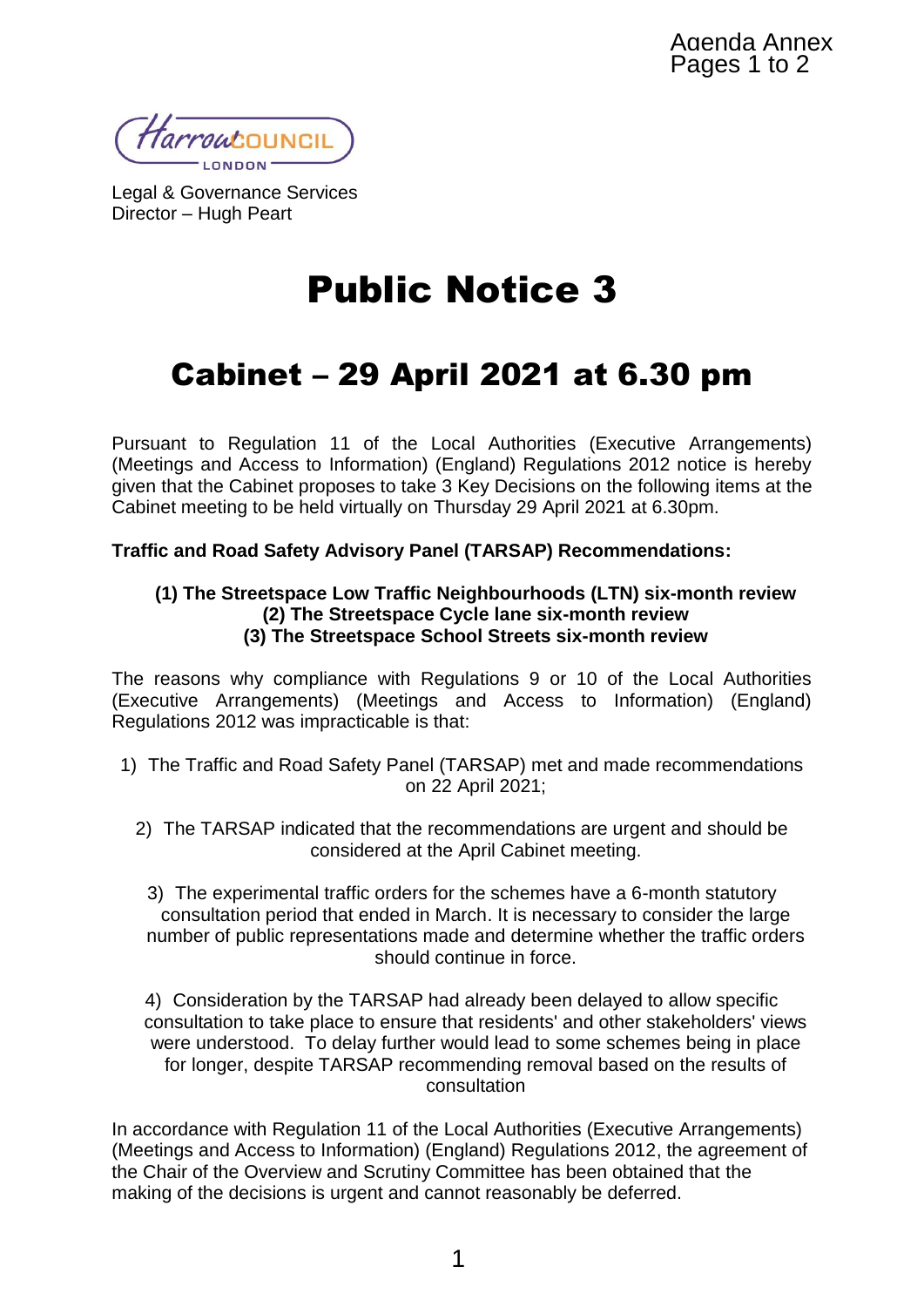Agenda Annex
Pages 1 to 2

Harrow COUNCIL
LONDON

Legal & Governance Services
Director – Hugh Peart

# Public Notice 3

## Cabinet – 29 April 2021 at 6.30 pm

Pursuant to Regulation 11 of the Local Authorities (Executive Arrangements) (Meetings and Access to Information) (England) Regulations 2012 notice is hereby given that the Cabinet proposes to take 3 Key Decisions on the following items at the Cabinet meeting to be held virtually on Thursday 29 April 2021 at 6.30pm.

**Traffic and Road Safety Advisory Panel (TARSAP) Recommendations:**

**(1) The Streetspace Low Traffic Neighbourhoods (LTN) six-month review**
**(2) The Streetspace Cycle lane six-month review**
**(3) The Streetspace School Streets six-month review**

The reasons why compliance with Regulations 9 or 10 of the Local Authorities (Executive Arrangements) (Meetings and Access to Information) (England) Regulations 2012 was impracticable is that:

1) The Traffic and Road Safety Panel (TARSAP) met and made recommendations on 22 April 2021;

2) The TARSAP indicated that the recommendations are urgent and should be considered at the April Cabinet meeting.

3) The experimental traffic orders for the schemes have a 6-month statutory consultation period that ended in March. It is necessary to consider the large number of public representations made and determine whether the traffic orders should continue in force.

4) Consideration by the TARSAP had already been delayed to allow specific consultation to take place to ensure that residents' and other stakeholders' views were understood. To delay further would lead to some schemes being in place for longer, despite TARSAP recommending removal based on the results of consultation

In accordance with Regulation 11 of the Local Authorities (Executive Arrangements) (Meetings and Access to Information) (England) Regulations 2012, the agreement of the Chair of the Overview and Scrutiny Committee has been obtained that the making of the decisions is urgent and cannot reasonably be deferred.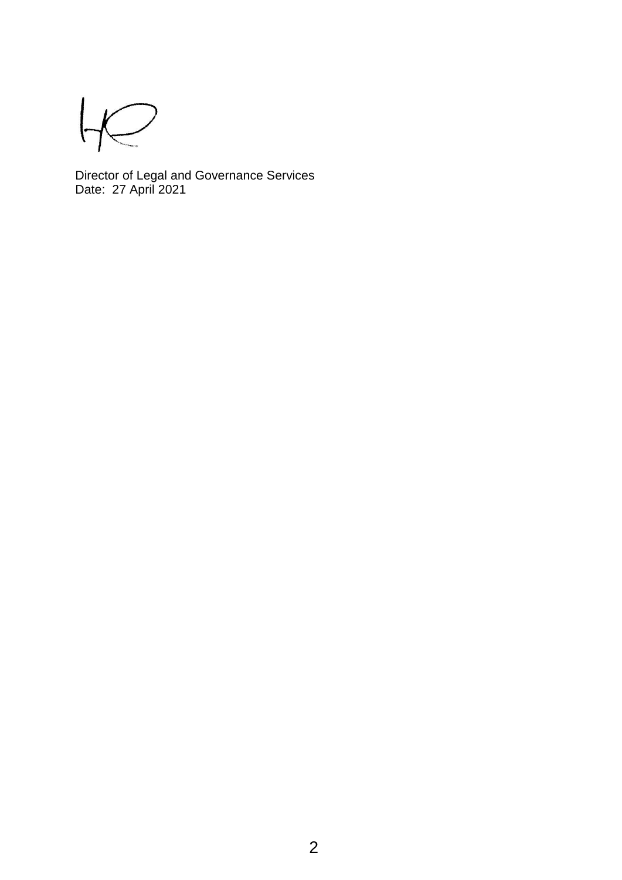Director of Legal and Governance Services
Date: 27 April 2021